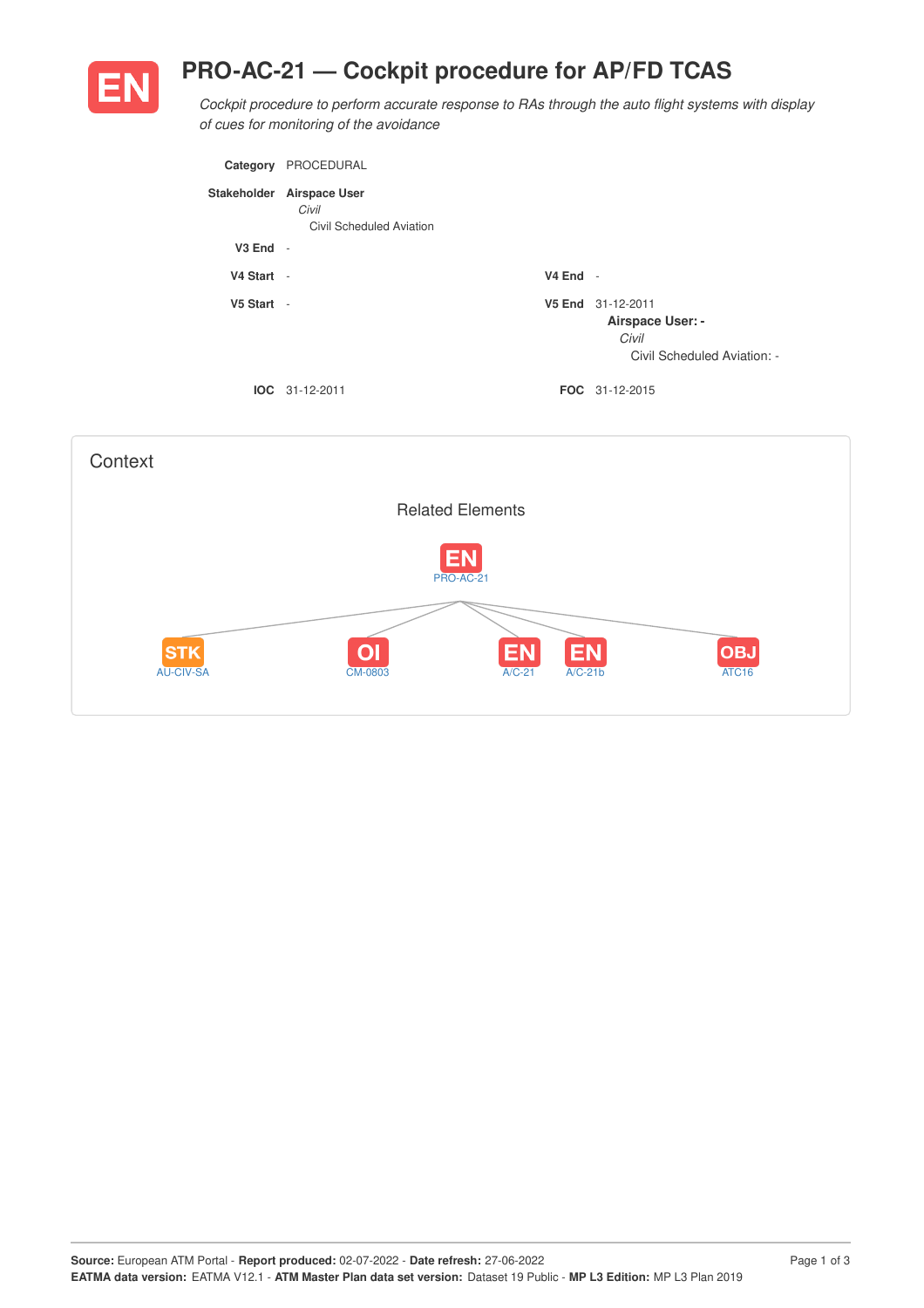# EN PRO-AC-21 — Cockpit procedure for AP/FD TCAS

*Cockpit procedure to perform accurate response to RAs through the auto flight systems with display of cues for monitoring of the avoidance*

**Category** PROCEDURAL

**Stakeholder** **Airspace User**
*Civil*
Civil Scheduled Aviation

**V3 End** -

| | | | |
|---|---|---|---|
| **V4 Start** | - | **V4 End** | - |
| **V5 Start** | - | **V5 End** | 31-12-2011 **Airspace User: -** *Civil* Civil Scheduled Aviation: - |
| **IOC** | 31-12-2011 | **FOC** | 31-12-2015 |

## Context

### Related Elements

EN PRO-AC-21

- STK AU-CIV-SA
- OI CM-0803
- EN A/C-21
- EN A/C-21b
- OBJ ATC16

**Source:** European ATM Portal - **Report produced:** 02-07-2022 - **Date refresh:** 27-06-2022
**EATMA data version:** EATMA V12.1 - **ATM Master Plan data set version:** Dataset 19 Public - **MP L3 Edition:** MP L3 Plan 2019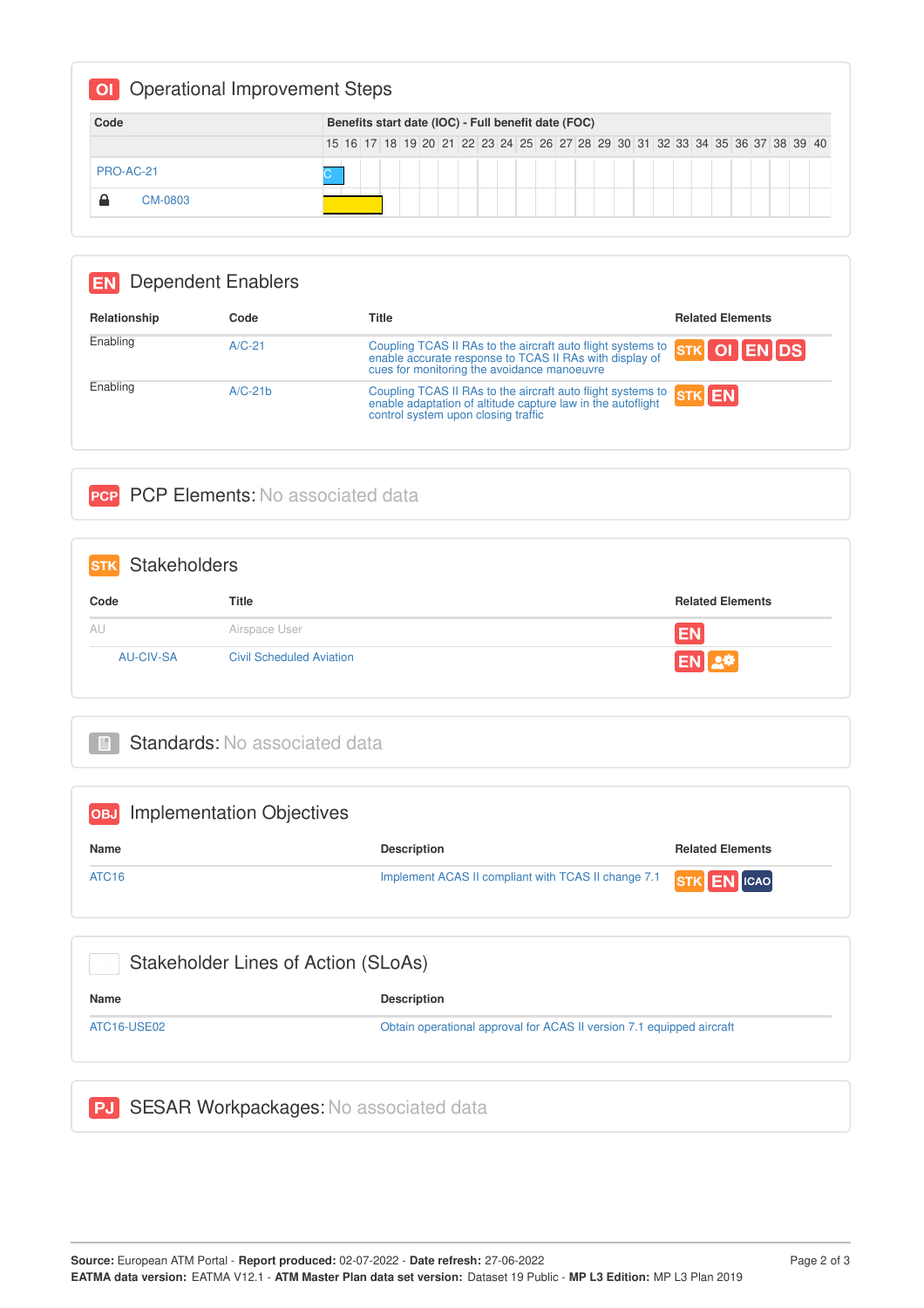## OI Operational Improvement Steps

| Code | Benefits start date (IOC) - Full benefit date (FOC) |
|---|---|
| | 15 16 17 18 19 20 21 22 23 24 25 26 27 28 29 30 31 32 33 34 35 36 37 38 39 40 |
| PRO-AC-21 | C |
| CM-0803 | |

## EN Dependent Enablers

| Relationship | Code | Title | Related Elements |
|---|---|---|---|
| Enabling | A/C-21 | Coupling TCAS II RAs to the aircraft auto flight systems to enable accurate response to TCAS II RAs with display of cues for monitoring the avoidance manoeuvre | STK OI EN DS |
| Enabling | A/C-21b | Coupling TCAS II RAs to the aircraft auto flight systems to enable adaptation of altitude capture law in the autoflight control system upon closing traffic | STK EN |

## PCP PCP Elements: No associated data

## STK Stakeholders

| Code | Title | Related Elements |
|---|---|---|
| AU | Airspace User | EN |
| AU-CIV-SA | Civil Scheduled Aviation | EN |

## Standards: No associated data

## OBJ Implementation Objectives

| Name | Description | Related Elements |
|---|---|---|
| ATC16 | Implement ACAS II compliant with TCAS II change 7.1 | STK EN ICAO |

## Stakeholder Lines of Action (SLoAs)

| Name | Description |
|---|---|
| ATC16-USE02 | Obtain operational approval for ACAS II version 7.1 equipped aircraft |

## PJ SESAR Workpackages: No associated data

**Source:** European ATM Portal - **Report produced:** 02-07-2022 - **Date refresh:** 27-06-2022
**EATMA data version:** EATMA V12.1 - **ATM Master Plan data set version:** Dataset 19 Public - **MP L3 Edition:** MP L3 Plan 2019